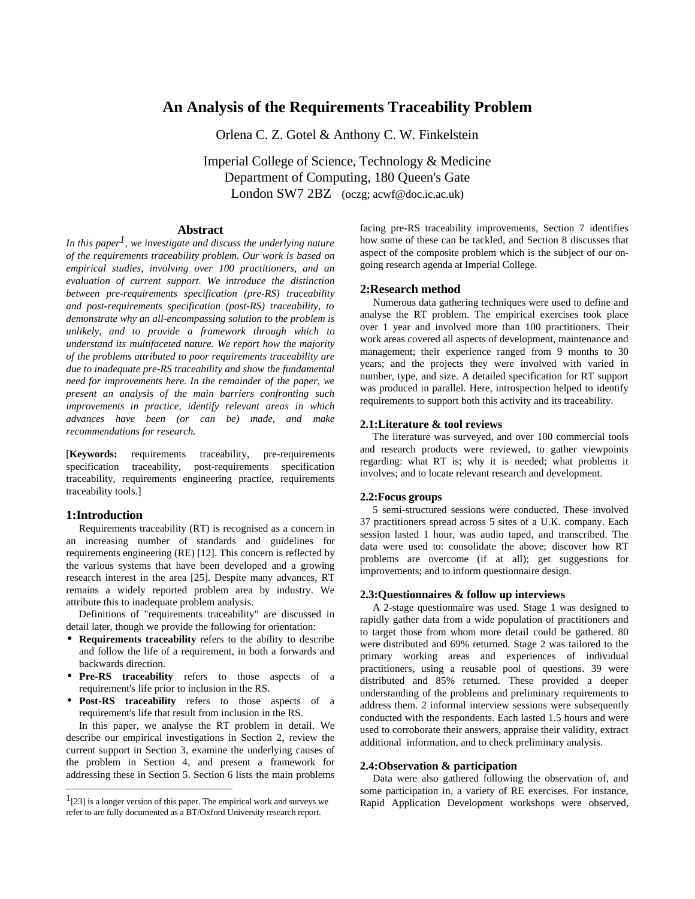# An Analysis of the Requirements Traceability Problem

Orlena C. Z. Gotel & Anthony C. W. Finkelstein

Imperial College of Science, Technology & Medicine
Department of Computing, 180 Queen's Gate
London SW7 2BZ (oczg; acwf@doc.ic.ac.uk)

## Abstract

*In this paper[1], we investigate and discuss the underlying nature of the requirements traceability problem. Our work is based on empirical studies, involving over 100 practitioners, and an evaluation of current support. We introduce the distinction between pre-requirements specification (pre-RS) traceability and post-requirements specification (post-RS) traceability, to demonstrate why an all-encompassing solution to the problem is unlikely, and to provide a framework through which to understand its multifaceted nature. We report how the majority of the problems attributed to poor requirements traceability are due to inadequate pre-RS traceability and show the fundamental need for improvements here. In the remainder of the paper, we present an analysis of the main barriers confronting such improvements in practice, identify relevant areas in which advances have been (or can be) made, and make recommendations for research.*

[**Keywords:** requirements traceability, pre-requirements specification traceability, post-requirements specification traceability, requirements engineering practice, requirements traceability tools.]

## 1:Introduction

Requirements traceability (RT) is recognised as a concern in an increasing number of standards and guidelines for requirements engineering (RE) [12]. This concern is reflected by the various systems that have been developed and a growing research interest in the area [25]. Despite many advances, RT remains a widely reported problem area by industry. We attribute this to inadequate problem analysis.

Definitions of "requirements traceability" are discussed in detail later, though we provide the following for orientation:

- **Requirements traceability** refers to the ability to describe and follow the life of a requirement, in both a forwards and backwards direction.
- **Pre-RS traceability** refers to those aspects of a requirement's life prior to inclusion in the RS.
- **Post-RS traceability** refers to those aspects of a requirement's life that result from inclusion in the RS.

In this paper, we analyse the RT problem in detail. We describe our empirical investigations in Section 2, review the current support in Section 3, examine the underlying causes of the problem in Section 4, and present a framework for addressing these in Section 5. Section 6 lists the main problems facing pre-RS traceability improvements, Section 7 identifies how some of these can be tackled, and Section 8 discusses that aspect of the composite problem which is the subject of our on-going research agenda at Imperial College.

[1] [23] is a longer version of this paper. The empirical work and surveys we refer to are fully documented as a BT/Oxford University research report.

## 2:Research method

Numerous data gathering techniques were used to define and analyse the RT problem. The empirical exercises took place over 1 year and involved more than 100 practitioners. Their work areas covered all aspects of development, maintenance and management; their experience ranged from 9 months to 30 years; and the projects they were involved with varied in number, type, and size. A detailed specification for RT support was produced in parallel. Here, introspection helped to identify requirements to support both this activity and its traceability.

### 2.1:Literature & tool reviews

The literature was surveyed, and over 100 commercial tools and research products were reviewed, to gather viewpoints regarding: what RT is; why it is needed; what problems it involves; and to locate relevant research and development.

### 2.2:Focus groups

5 semi-structured sessions were conducted. These involved 37 practitioners spread across 5 sites of a U.K. company. Each session lasted 1 hour, was audio taped, and transcribed. The data were used to: consolidate the above; discover how RT problems are overcome (if at all); get suggestions for improvements; and to inform questionnaire design.

### 2.3:Questionnaires & follow up interviews

A 2-stage questionnaire was used. Stage 1 was designed to rapidly gather data from a wide population of practitioners and to target those from whom more detail could be gathered. 80 were distributed and 69% returned. Stage 2 was tailored to the primary working areas and experiences of individual practitioners, using a reusable pool of questions. 39 were distributed and 85% returned. These provided a deeper understanding of the problems and preliminary requirements to address them. 2 informal interview sessions were subsequently conducted with the respondents. Each lasted 1.5 hours and were used to corroborate their answers, appraise their validity, extract additional information, and to check preliminary analysis.

### 2.4:Observation & participation

Data were also gathered following the observation of, and some participation in, a variety of RE exercises. For instance, Rapid Application Development workshops were observed,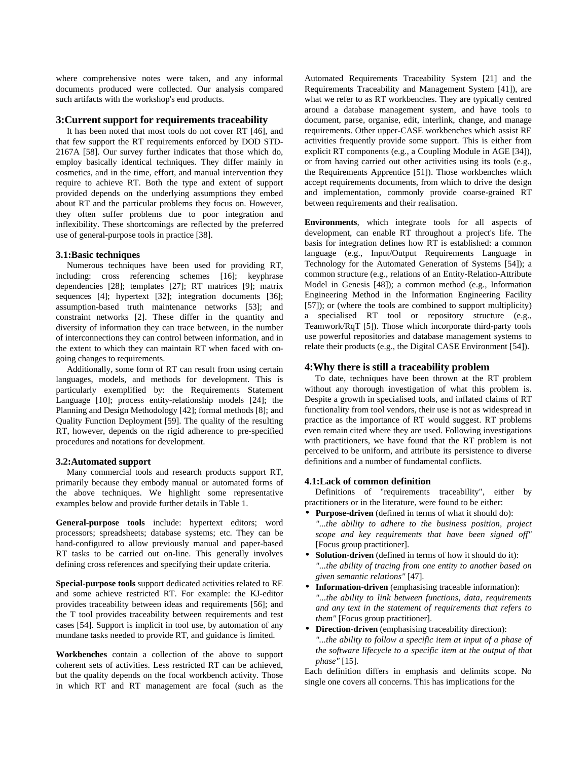where comprehensive notes were taken, and any informal documents produced were collected. Our analysis compared such artifacts with the workshop's end products.

## 3:Current support for requirements traceability

It has been noted that most tools do not cover RT [46], and that few support the RT requirements enforced by DOD STD-2167A [58]. Our survey further indicates that those which do, employ basically identical techniques. They differ mainly in cosmetics, and in the time, effort, and manual intervention they require to achieve RT. Both the type and extent of support provided depends on the underlying assumptions they embed about RT and the particular problems they focus on. However, they often suffer problems due to poor integration and inflexibility. These shortcomings are reflected by the preferred use of general-purpose tools in practice [38].

### 3.1:Basic techniques

Numerous techniques have been used for providing RT, including: cross referencing schemes [16]; keyphrase dependencies [28]; templates [27]; RT matrices [9]; matrix sequences [4]; hypertext [32]; integration documents [36]; assumption-based truth maintenance networks [53]; and constraint networks [2]. These differ in the quantity and diversity of information they can trace between, in the number of interconnections they can control between information, and in the extent to which they can maintain RT when faced with on-going changes to requirements.

Additionally, some form of RT can result from using certain languages, models, and methods for development. This is particularly exemplified by: the Requirements Statement Language [10]; process entity-relationship models [24]; the Planning and Design Methodology [42]; formal methods [8]; and Quality Function Deployment [59]. The quality of the resulting RT, however, depends on the rigid adherence to pre-specified procedures and notations for development.

### 3.2:Automated support

Many commercial tools and research products support RT, primarily because they embody manual or automated forms of the above techniques. We highlight some representative examples below and provide further details in Table 1.

**General-purpose tools** include: hypertext editors; word processors; spreadsheets; database systems; etc. They can be hand-configured to allow previously manual and paper-based RT tasks to be carried out on-line. This generally involves defining cross references and specifying their update criteria.

**Special-purpose tools** support dedicated activities related to RE and some achieve restricted RT. For example: the KJ-editor provides traceability between ideas and requirements [56]; and the T tool provides traceability between requirements and test cases [54]. Support is implicit in tool use, by automation of any mundane tasks needed to provide RT, and guidance is limited.

**Workbenches** contain a collection of the above to support coherent sets of activities. Less restricted RT can be achieved, but the quality depends on the focal workbench activity. Those in which RT and RT management are focal (such as the Automated Requirements Traceability System [21] and the Requirements Traceability and Management System [41]), are what we refer to as RT workbenches. They are typically centred around a database management system, and have tools to document, parse, organise, edit, interlink, change, and manage requirements. Other upper-CASE workbenches which assist RE activities frequently provide some support. This is either from explicit RT components (e.g., a Coupling Module in AGE [34]), or from having carried out other activities using its tools (e.g., the Requirements Apprentice [51]). Those workbenches which accept requirements documents, from which to drive the design and implementation, commonly provide coarse-grained RT between requirements and their realisation.

**Environments**, which integrate tools for all aspects of development, can enable RT throughout a project's life. The basis for integration defines how RT is established: a common language (e.g., Input/Output Requirements Language in Technology for the Automated Generation of Systems [54]); a common structure (e.g., relations of an Entity-Relation-Attribute Model in Genesis [48]); a common method (e.g., Information Engineering Method in the Information Engineering Facility [57]); or (where the tools are combined to support multiplicity) a specialised RT tool or repository structure (e.g., Teamwork/RqT [5]). Those which incorporate third-party tools use powerful repositories and database management systems to relate their products (e.g., the Digital CASE Environment [54]).

## 4:Why there is still a traceability problem

To date, techniques have been thrown at the RT problem without any thorough investigation of what this problem is. Despite a growth in specialised tools, and inflated claims of RT functionality from tool vendors, their use is not as widespread in practice as the importance of RT would suggest. RT problems even remain cited where they are used. Following investigations with practitioners, we have found that the RT problem is not perceived to be uniform, and attribute its persistence to diverse definitions and a number of fundamental conflicts.

### 4.1:Lack of common definition

Definitions of "requirements traceability", either by practitioners or in the literature, were found to be either:

- **Purpose-driven** (defined in terms of what it should do): *"...the ability to adhere to the business position, project scope and key requirements that have been signed off"* [Focus group practitioner].
- **Solution-driven** (defined in terms of how it should do it): *"...the ability of tracing from one entity to another based on given semantic relations"* [47].
- **Information-driven** (emphasising traceable information): *"...the ability to link between functions, data, requirements and any text in the statement of requirements that refers to them"* [Focus group practitioner].
- **Direction-driven** (emphasising traceability direction): *"...the ability to follow a specific item at input of a phase of the software lifecycle to a specific item at the output of that phase"* [15].

Each definition differs in emphasis and delimits scope. No single one covers all concerns. This has implications for the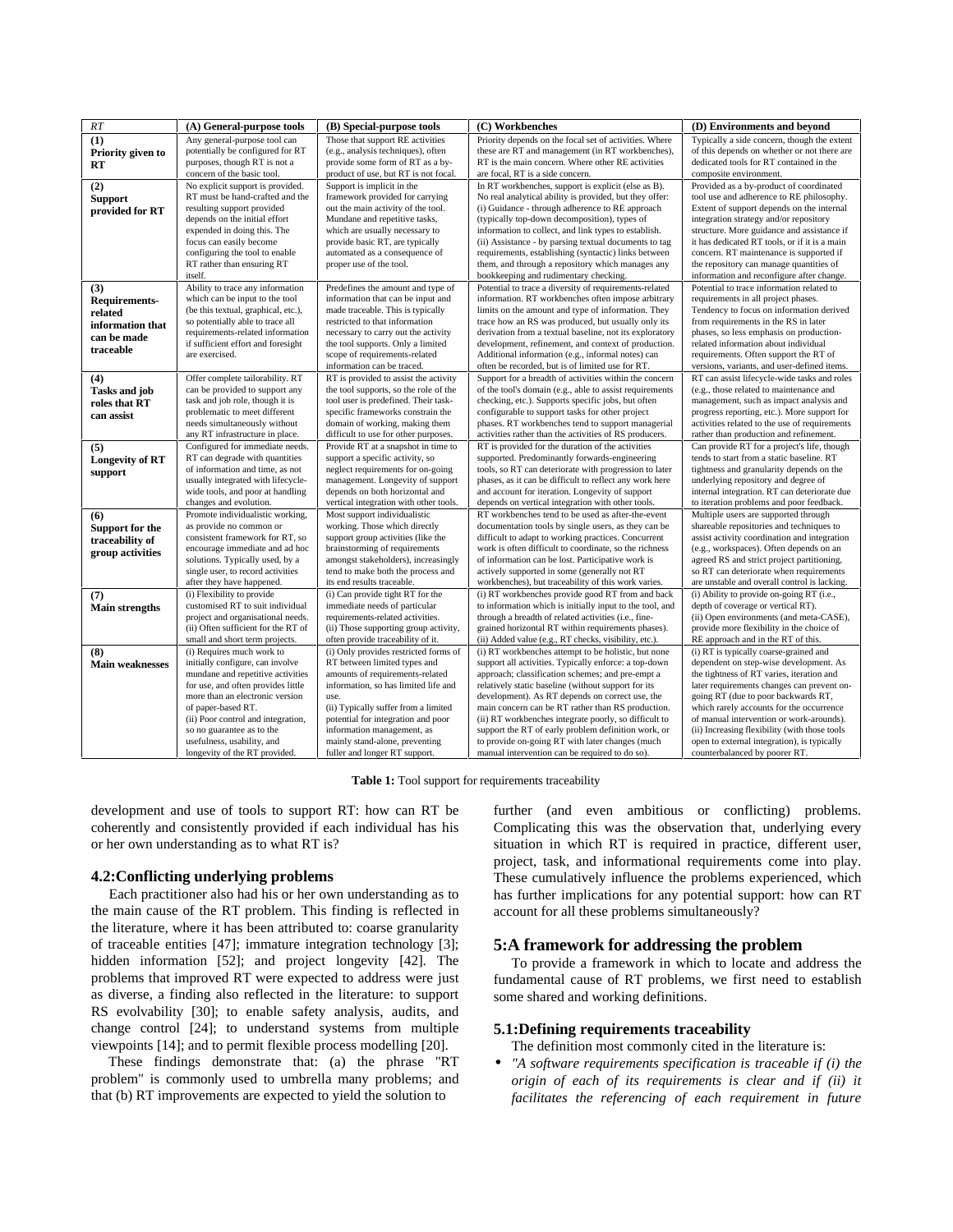| RT | (A) General-purpose tools | (B) Special-purpose tools | (C) Workbenches | (D) Environments and beyond |
|---|---|---|---|---|
| **(1) Priority given to RT** | Any general-purpose tool can potentially be configured for RT purposes, though RT is not a concern of the basic tool. | Those that support RE activities (e.g., analysis techniques), often provide some form of RT as a by-product of use, but RT is not focal. | Priority depends on the focal set of activities. Where these are RT and management (in RT workbenches), RT is the main concern. Where other RE activities are focal, RT is a side concern. | Typically a side concern, though the extent of this depends on whether or not there are dedicated tools for RT contained in the composite environment. |
| **(2) Support provided for RT** | No explicit support is provided. RT must be hand-crafted and the resulting support provided depends on the initial effort expended in doing this. The focus can easily become configuring the tool to enable RT rather than ensuring RT itself. | Support is implicit in the framework provided for carrying out the main activity of the tool. Mundane and repetitive tasks, which are usually necessary to provide basic RT, are typically automated as a consequence of proper use of the tool. | In RT workbenches, support is explicit (else as B). No real analytical ability is provided, but they offer: (i) Guidance - through adherence to RE approach (typically top-down decomposition), types of information to collect, and link types to establish. (ii) Assistance - by parsing textual documents to tag requirements, establishing (syntactic) links between them, and through a repository which manages any bookkeeping and rudimentary checking. | Provided as a by-product of coordinated tool use and adherence to RE philosophy. Extent of support depends on the internal integration strategy and/or repository structure. More guidance and assistance if it has dedicated RT tools, or if it is a main concern. RT maintenance is supported if the repository can manage quantities of information and reconfigure after change. |
| **(3) Requirements-related information that can be made traceable** | Ability to trace any information which can be input to the tool (be this textual, graphical, etc.), so potentially able to trace all requirements-related information if sufficient effort and foresight are exercised. | Predefines the amount and type of information that can be input and made traceable. This is typically restricted to that information necessary to carry out the activity the tool supports. Only a limited scope of requirements-related information can be traced. | Potential to trace a diversity of requirements-related information. RT workbenches often impose arbitrary limits on the amount and type of information. They trace how an RS was produced, but usually only its derivation from a textual baseline, not its exploratory development, refinement, and context of production. Additional information (e.g., informal notes) can often be recorded, but is of limited use for RT. | Potential to trace information related to requirements in all project phases. Tendency to focus on information derived from requirements in the RS in later phases, so less emphasis on production-related information about individual requirements. Often support the RT of versions, variants, and user-defined items. |
| **(4) Tasks and job roles that RT can assist** | Offer complete tailorability. RT can be provided to support any task and job role, though it is problematic to meet different needs simultaneously without any RT infrastructure in place. | RT is provided to assist the activity the tool supports, so the role of the tool user is predefined. Their task-specific frameworks constrain the domain of working, making them difficult to use for other purposes. | Support for a breadth of activities within the concern of the tool's domain (e.g., able to assist requirements checking, etc.). Supports specific jobs, but often configurable to support tasks for other project phases. RT workbenches tend to support managerial activities rather than the activities of RS producers. | RT can assist lifecycle-wide tasks and roles (e.g., those related to maintenance and management, such as impact analysis and progress reporting, etc.). More support for activities related to the use of requirements rather than production and refinement. |
| **(5) Longevity of RT support** | Configured for immediate needs. RT can degrade with quantities of information and time, as not usually integrated with lifecycle-wide tools, and poor at handling changes and evolution. | Provide RT at a snapshot in time to support a specific activity, so neglect requirements for on-going management. Longevity of support depends on both horizontal and vertical integration with other tools. | RT is provided for the duration of the activities supported. Predominantly forwards-engineering tools, so RT can deteriorate with progression to later phases, as it can be difficult to reflect any work here and account for iteration. Longevity of support depends on vertical integration with other tools. | Can provide RT for a project's life, though tends to start from a static baseline. RT tightness and granularity depends on the underlying repository and degree of internal integration. RT can deteriorate due to iteration problems and poor feedback. |
| **(6) Support for the traceability of group activities** | Promote individualistic working, as provide no common or consistent framework for RT, so encourage immediate and ad hoc solutions. Typically used, by a single user, to record activities after they have happened. | Most support individualistic working. Those which directly support group activities (like the brainstorming of requirements amongst stakeholders), increasingly tend to make both the process and its end results traceable. | RT workbenches tend to be used as after-the-event documentation tools by single users, as they can be difficult to adapt to working practices. Concurrent work is often difficult to coordinate, so the richness of information can be lost. Participative work is actively supported in some (generally not RT workbenches), but traceability of this work varies. | Multiple users are supported through shareable repositories and techniques to assist activity coordination and integration (e.g., workspaces). Often depends on an agreed RS and strict project partitioning, so RT can deteriorate when requirements are unstable and overall control is lacking. |
| **(7) Main strengths** | (i) Flexibility to provide customised RT to suit individual project and organisational needs. (ii) Often sufficient for the RT of small and short term projects. | (i) Can provide tight RT for the immediate needs of particular requirements-related activities. (ii) Those supporting group activity, often provide traceability of it. | (i) RT workbenches provide good RT from and back to information which is initially input to the tool, and through a breadth of related activities (i.e., fine-grained horizontal RT within requirements phases). (ii) Added value (e.g., RT checks, visibility, etc.). | (i) Ability to provide on-going RT (i.e., depth of coverage or vertical RT). (ii) Open environments (and meta-CASE), provide more flexibility in the choice of RE approach and in the RT of this. |
| **(8) Main weaknesses** | (i) Requires much work to initially configure, can involve mundane and repetitive activities for use, and often provides little more than an electronic version of paper-based RT. (ii) Poor control and integration, so no guarantee as to the usefulness, usability, and longevity of the RT provided. | (i) Only provides restricted forms of RT between limited types and amounts of requirements-related information, so has limited life and use. (ii) Typically suffer from a limited potential for integration and poor information management, as mainly stand-alone, preventing fuller and longer RT support. | (i) RT workbenches attempt to be holistic, but none support all activities. Typically enforce: a top-down approach; classification schemes; and pre-empt a relatively static baseline (without support for its development). As RT depends on correct use, the main concern can be RT rather than RS production. (ii) RT workbenches integrate poorly, so difficult to support the RT of early problem definition work, or to provide on-going RT with later changes (much manual intervention can be required to do so). | (i) RT is typically coarse-grained and dependent on step-wise development. As the tightness of RT varies, iteration and later requirements changes can prevent on-going RT (due to poor backwards RT, which rarely accounts for the occurrence of manual intervention or work-arounds). (ii) Increasing flexibility (with those tools open to external integration), is typically counterbalanced by poorer RT. |

**Table 1:** Tool support for requirements traceability

development and use of tools to support RT: how can RT be coherently and consistently provided if each individual has his or her own understanding as to what RT is?

### 4.2:Conflicting underlying problems

Each practitioner also had his or her own understanding as to the main cause of the RT problem. This finding is reflected in the literature, where it has been attributed to: coarse granularity of traceable entities [47]; immature integration technology [3]; hidden information [52]; and project longevity [42]. The problems that improved RT were expected to address were just as diverse, a finding also reflected in the literature: to support RS evolvability [30]; to enable safety analysis, audits, and change control [24]; to understand systems from multiple viewpoints [14]; and to permit flexible process modelling [20].

These findings demonstrate that: (a) the phrase "RT problem" is commonly used to umbrella many problems; and that (b) RT improvements are expected to yield the solution to further (and even ambitious or conflicting) problems. Complicating this was the observation that, underlying every situation in which RT is required in practice, different user, project, task, and informational requirements come into play. These cumulatively influence the problems experienced, which has further implications for any potential support: how can RT account for all these problems simultaneously?

## 5:A framework for addressing the problem

To provide a framework in which to locate and address the fundamental cause of RT problems, we first need to establish some shared and working definitions.

### 5.1:Defining requirements traceability

The definition most commonly cited in the literature is:

- *"A software requirements specification is traceable if (i) the origin of each of its requirements is clear and if (ii) it facilitates the referencing of each requirement in future*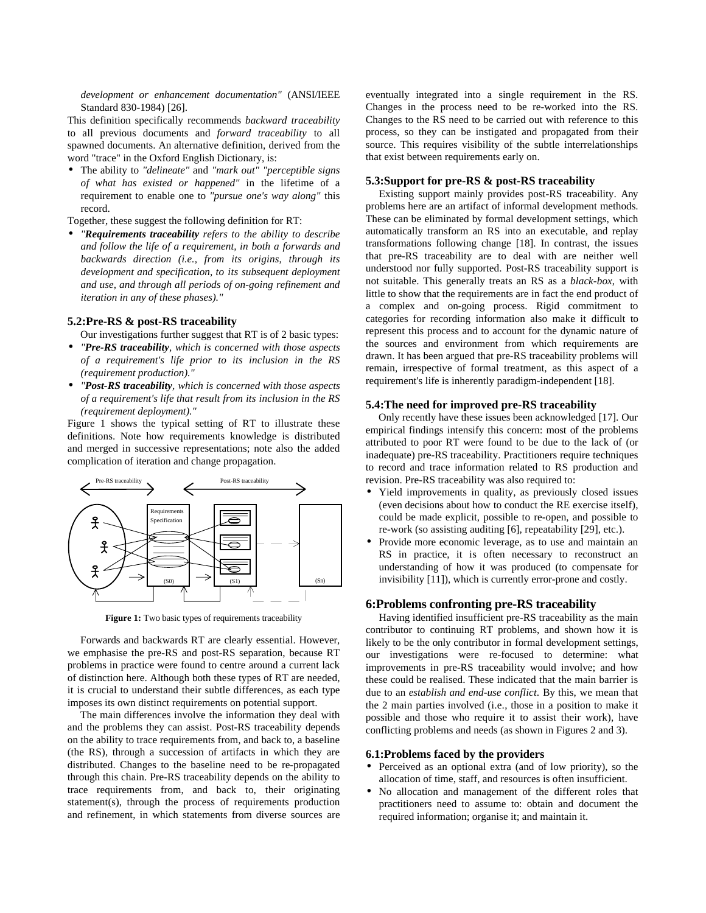*development or enhancement documentation"* (ANSI/IEEE Standard 830-1984) [26].

This definition specifically recommends *backward traceability* to all previous documents and *forward traceability* to all spawned documents. An alternative definition, derived from the word "trace" in the Oxford English Dictionary, is:

- The ability to *"delineate"* and *"mark out" "perceptible signs of what has existed or happened"* in the lifetime of a requirement to enable one to *"pursue one's way along"* this record.

Together, these suggest the following definition for RT:

- *"**Requirements traceability** refers to the ability to describe and follow the life of a requirement, in both a forwards and backwards direction (i.e., from its origins, through its development and specification, to its subsequent deployment and use, and through all periods of on-going refinement and iteration in any of these phases)."*

### 5.2:Pre-RS & post-RS traceability

Our investigations further suggest that RT is of 2 basic types:

- *"**Pre-RS traceability**, which is concerned with those aspects of a requirement's life prior to its inclusion in the RS (requirement production)."*
- *"**Post-RS traceability**, which is concerned with those aspects of a requirement's life that result from its inclusion in the RS (requirement deployment)."*

Figure 1 shows the typical setting of RT to illustrate these definitions. Note how requirements knowledge is distributed and merged in successive representations; note also the added complication of iteration and change propagation.

**Figure 1:** Two basic types of requirements traceability

Forwards and backwards RT are clearly essential. However, we emphasise the pre-RS and post-RS separation, because RT problems in practice were found to centre around a current lack of distinction here. Although both these types of RT are needed, it is crucial to understand their subtle differences, as each type imposes its own distinct requirements on potential support.

The main differences involve the information they deal with and the problems they can assist. Post-RS traceability depends on the ability to trace requirements from, and back to, a baseline (the RS), through a succession of artifacts in which they are distributed. Changes to the baseline need to be re-propagated through this chain. Pre-RS traceability depends on the ability to trace requirements from, and back to, their originating statement(s), through the process of requirements production and refinement, in which statements from diverse sources are eventually integrated into a single requirement in the RS. Changes in the process need to be re-worked into the RS. Changes to the RS need to be carried out with reference to this process, so they can be instigated and propagated from their source. This requires visibility of the subtle interrelationships that exist between requirements early on.

### 5.3:Support for pre-RS & post-RS traceability

Existing support mainly provides post-RS traceability. Any problems here are an artifact of informal development methods. These can be eliminated by formal development settings, which automatically transform an RS into an executable, and replay transformations following change [18]. In contrast, the issues that pre-RS traceability are to deal with are neither well understood nor fully supported. Post-RS traceability support is not suitable. This generally treats an RS as a *black-box*, with little to show that the requirements are in fact the end product of a complex and on-going process. Rigid commitment to categories for recording information also make it difficult to represent this process and to account for the dynamic nature of the sources and environment from which requirements are drawn. It has been argued that pre-RS traceability problems will remain, irrespective of formal treatment, as this aspect of a requirement's life is inherently paradigm-independent [18].

### 5.4:The need for improved pre-RS traceability

Only recently have these issues been acknowledged [17]. Our empirical findings intensify this concern: most of the problems attributed to poor RT were found to be due to the lack of (or inadequate) pre-RS traceability. Practitioners require techniques to record and trace information related to RS production and revision. Pre-RS traceability was also required to:

- Yield improvements in quality, as previously closed issues (even decisions about how to conduct the RE exercise itself), could be made explicit, possible to re-open, and possible to re-work (so assisting auditing [6], repeatability [29], etc.).
- Provide more economic leverage, as to use and maintain an RS in practice, it is often necessary to reconstruct an understanding of how it was produced (to compensate for invisibility [11]), which is currently error-prone and costly.

## 6:Problems confronting pre-RS traceability

Having identified insufficient pre-RS traceability as the main contributor to continuing RT problems, and shown how it is likely to be the only contributor in formal development settings, our investigations were re-focused to determine: what improvements in pre-RS traceability would involve; and how these could be realised. These indicated that the main barrier is due to an *establish and end-use conflict*. By this, we mean that the 2 main parties involved (i.e., those in a position to make it possible and those who require it to assist their work), have conflicting problems and needs (as shown in Figures 2 and 3).

### 6.1:Problems faced by the providers

- Perceived as an optional extra (and of low priority), so the allocation of time, staff, and resources is often insufficient.
- No allocation and management of the different roles that practitioners need to assume to: obtain and document the required information; organise it; and maintain it.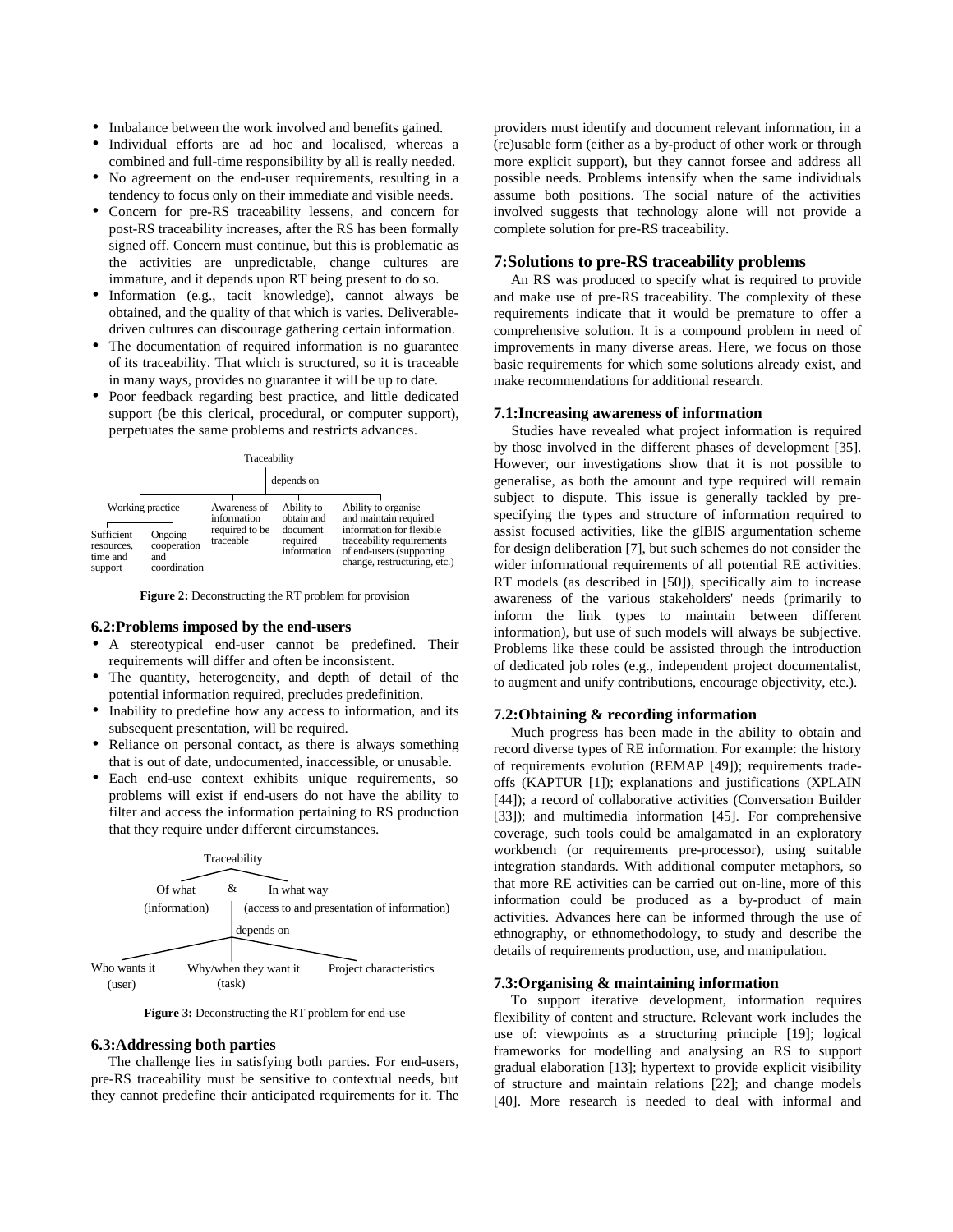- Imbalance between the work involved and benefits gained.
- Individual efforts are ad hoc and localised, whereas a combined and full-time responsibility by all is really needed.
- No agreement on the end-user requirements, resulting in a tendency to focus only on their immediate and visible needs.
- Concern for pre-RS traceability lessens, and concern for post-RS traceability increases, after the RS has been formally signed off. Concern must continue, but this is problematic as the activities are unpredictable, change cultures are immature, and it depends upon RT being present to do so.
- Information (e.g., tacit knowledge), cannot always be obtained, and the quality of that which is varies. Deliverable-driven cultures can discourage gathering certain information.
- The documentation of required information is no guarantee of its traceability. That which is structured, so it is traceable in many ways, provides no guarantee it will be up to date.
- Poor feedback regarding best practice, and little dedicated support (be this clerical, procedural, or computer support), perpetuates the same problems and restricts advances.

Traceability
depends on
Working practice — Sufficient resources, time and support; Ongoing cooperation and coordination
Awareness of information required to be traceable
Ability to obtain and document required information
Ability to organise and maintain required information for flexible traceability requirements of end-users (supporting change, restructuring, etc.)

**Figure 2:** Deconstructing the RT problem for provision

### 6.2:Problems imposed by the end-users

- A stereotypical end-user cannot be predefined. Their requirements will differ and often be inconsistent.
- The quantity, heterogeneity, and depth of detail of the potential information required, precludes predefinition.
- Inability to predefine how any access to information, and its subsequent presentation, will be required.
- Reliance on personal contact, as there is always something that is out of date, undocumented, inaccessible, or unusable.
- Each end-use context exhibits unique requirements, so problems will exist if end-users do not have the ability to filter and access the information pertaining to RS production that they require under different circumstances.

Traceability
Of what (information) & In what way (access to and presentation of information)
depends on
Who wants it (user); Why/when they want it (task); Project characteristics

**Figure 3:** Deconstructing the RT problem for end-use

### 6.3:Addressing both parties

The challenge lies in satisfying both parties. For end-users, pre-RS traceability must be sensitive to contextual needs, but they cannot predefine their anticipated requirements for it. The providers must identify and document relevant information, in a (re)usable form (either as a by-product of other work or through more explicit support), but they cannot forsee and address all possible needs. Problems intensify when the same individuals assume both positions. The social nature of the activities involved suggests that technology alone will not provide a complete solution for pre-RS traceability.

## 7:Solutions to pre-RS traceability problems

An RS was produced to specify what is required to provide and make use of pre-RS traceability. The complexity of these requirements indicate that it would be premature to offer a comprehensive solution. It is a compound problem in need of improvements in many diverse areas. Here, we focus on those basic requirements for which some solutions already exist, and make recommendations for additional research.

### 7.1:Increasing awareness of information

Studies have revealed what project information is required by those involved in the different phases of development [35]. However, our investigations show that it is not possible to generalise, as both the amount and type required will remain subject to dispute. This issue is generally tackled by pre-specifying the types and structure of information required to assist focused activities, like the gIBIS argumentation scheme for design deliberation [7], but such schemes do not consider the wider informational requirements of all potential RE activities. RT models (as described in [50]), specifically aim to increase awareness of the various stakeholders' needs (primarily to inform the link types to maintain between different information), but use of such models will always be subjective. Problems like these could be assisted through the introduction of dedicated job roles (e.g., independent project documentalist, to augment and unify contributions, encourage objectivity, etc.).

### 7.2:Obtaining & recording information

Much progress has been made in the ability to obtain and record diverse types of RE information. For example: the history of requirements evolution (REMAP [49]); requirements trade-offs (KAPTUR [1]); explanations and justifications (XPLAIN [44]); a record of collaborative activities (Conversation Builder [33]); and multimedia information [45]. For comprehensive coverage, such tools could be amalgamated in an exploratory workbench (or requirements pre-processor), using suitable integration standards. With additional computer metaphors, so that more RE activities can be carried out on-line, more of this information could be produced as a by-product of main activities. Advances here can be informed through the use of ethnography, or ethnomethodology, to study and describe the details of requirements production, use, and manipulation.

### 7.3:Organising & maintaining information

To support iterative development, information requires flexibility of content and structure. Relevant work includes the use of: viewpoints as a structuring principle [19]; logical frameworks for modelling and analysing an RS to support gradual elaboration [13]; hypertext to provide explicit visibility of structure and maintain relations [22]; and change models [40]. More research is needed to deal with informal and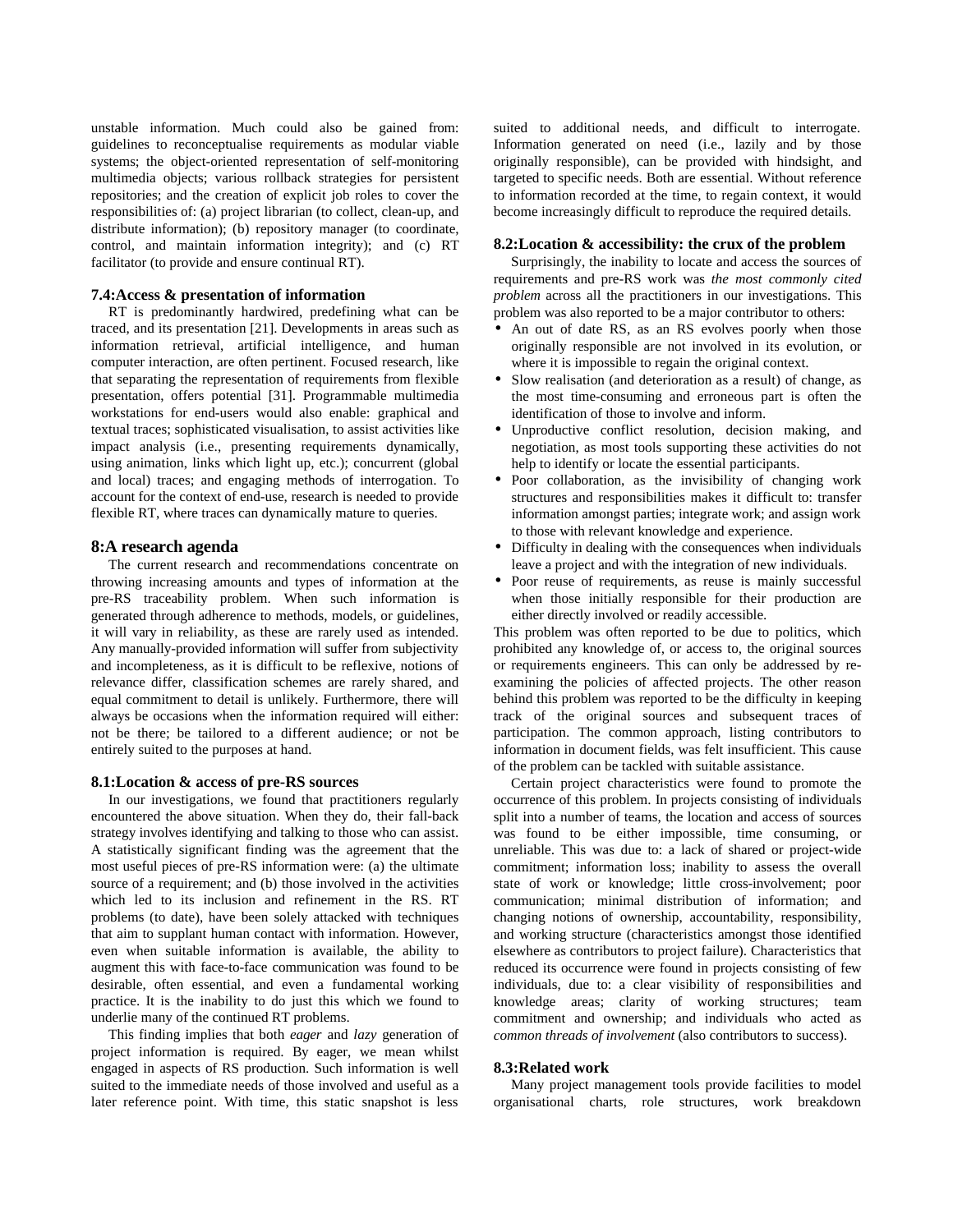unstable information. Much could also be gained from: guidelines to reconceptualise requirements as modular viable systems; the object-oriented representation of self-monitoring multimedia objects; various rollback strategies for persistent repositories; and the creation of explicit job roles to cover the responsibilities of: (a) project librarian (to collect, clean-up, and distribute information); (b) repository manager (to coordinate, control, and maintain information integrity); and (c) RT facilitator (to provide and ensure continual RT).

### 7.4:Access & presentation of information

RT is predominantly hardwired, predefining what can be traced, and its presentation [21]. Developments in areas such as information retrieval, artificial intelligence, and human computer interaction, are often pertinent. Focused research, like that separating the representation of requirements from flexible presentation, offers potential [31]. Programmable multimedia workstations for end-users would also enable: graphical and textual traces; sophisticated visualisation, to assist activities like impact analysis (i.e., presenting requirements dynamically, using animation, links which light up, etc.); concurrent (global and local) traces; and engaging methods of interrogation. To account for the context of end-use, research is needed to provide flexible RT, where traces can dynamically mature to queries.

## 8:A research agenda

The current research and recommendations concentrate on throwing increasing amounts and types of information at the pre-RS traceability problem. When such information is generated through adherence to methods, models, or guidelines, it will vary in reliability, as these are rarely used as intended. Any manually-provided information will suffer from subjectivity and incompleteness, as it is difficult to be reflexive, notions of relevance differ, classification schemes are rarely shared, and equal commitment to detail is unlikely. Furthermore, there will always be occasions when the information required will either: not be there; be tailored to a different audience; or not be entirely suited to the purposes at hand.

### 8.1:Location & access of pre-RS sources

In our investigations, we found that practitioners regularly encountered the above situation. When they do, their fall-back strategy involves identifying and talking to those who can assist. A statistically significant finding was the agreement that the most useful pieces of pre-RS information were: (a) the ultimate source of a requirement; and (b) those involved in the activities which led to its inclusion and refinement in the RS. RT problems (to date), have been solely attacked with techniques that aim to supplant human contact with information. However, even when suitable information is available, the ability to augment this with face-to-face communication was found to be desirable, often essential, and even a fundamental working practice. It is the inability to do just this which we found to underlie many of the continued RT problems.

This finding implies that both *eager* and *lazy* generation of project information is required. By eager, we mean whilst engaged in aspects of RS production. Such information is well suited to the immediate needs of those involved and useful as a later reference point. With time, this static snapshot is less suited to additional needs, and difficult to interrogate. Information generated on need (i.e., lazily and by those originally responsible), can be provided with hindsight, and targeted to specific needs. Both are essential. Without reference to information recorded at the time, to regain context, it would become increasingly difficult to reproduce the required details.

### 8.2:Location & accessibility: the crux of the problem

Surprisingly, the inability to locate and access the sources of requirements and pre-RS work was *the most commonly cited problem* across all the practitioners in our investigations. This problem was also reported to be a major contributor to others:

- An out of date RS, as an RS evolves poorly when those originally responsible are not involved in its evolution, or where it is impossible to regain the original context.
- Slow realisation (and deterioration as a result) of change, as the most time-consuming and erroneous part is often the identification of those to involve and inform.
- Unproductive conflict resolution, decision making, and negotiation, as most tools supporting these activities do not help to identify or locate the essential participants.
- Poor collaboration, as the invisibility of changing work structures and responsibilities makes it difficult to: transfer information amongst parties; integrate work; and assign work to those with relevant knowledge and experience.
- Difficulty in dealing with the consequences when individuals leave a project and with the integration of new individuals.
- Poor reuse of requirements, as reuse is mainly successful when those initially responsible for their production are either directly involved or readily accessible.

This problem was often reported to be due to politics, which prohibited any knowledge of, or access to, the original sources or requirements engineers. This can only be addressed by re-examining the policies of affected projects. The other reason behind this problem was reported to be the difficulty in keeping track of the original sources and subsequent traces of participation. The common approach, listing contributors to information in document fields, was felt insufficient. This cause of the problem can be tackled with suitable assistance.

Certain project characteristics were found to promote the occurrence of this problem. In projects consisting of individuals split into a number of teams, the location and access of sources was found to be either impossible, time consuming, or unreliable. This was due to: a lack of shared or project-wide commitment; information loss; inability to assess the overall state of work or knowledge; little cross-involvement; poor communication; minimal distribution of information; and changing notions of ownership, accountability, responsibility, and working structure (characteristics amongst those identified elsewhere as contributors to project failure). Characteristics that reduced its occurrence were found in projects consisting of few individuals, due to: a clear visibility of responsibilities and knowledge areas; clarity of working structures; team commitment and ownership; and individuals who acted as *common threads of involvement* (also contributors to success).

### 8.3:Related work

Many project management tools provide facilities to model organisational charts, role structures, work breakdown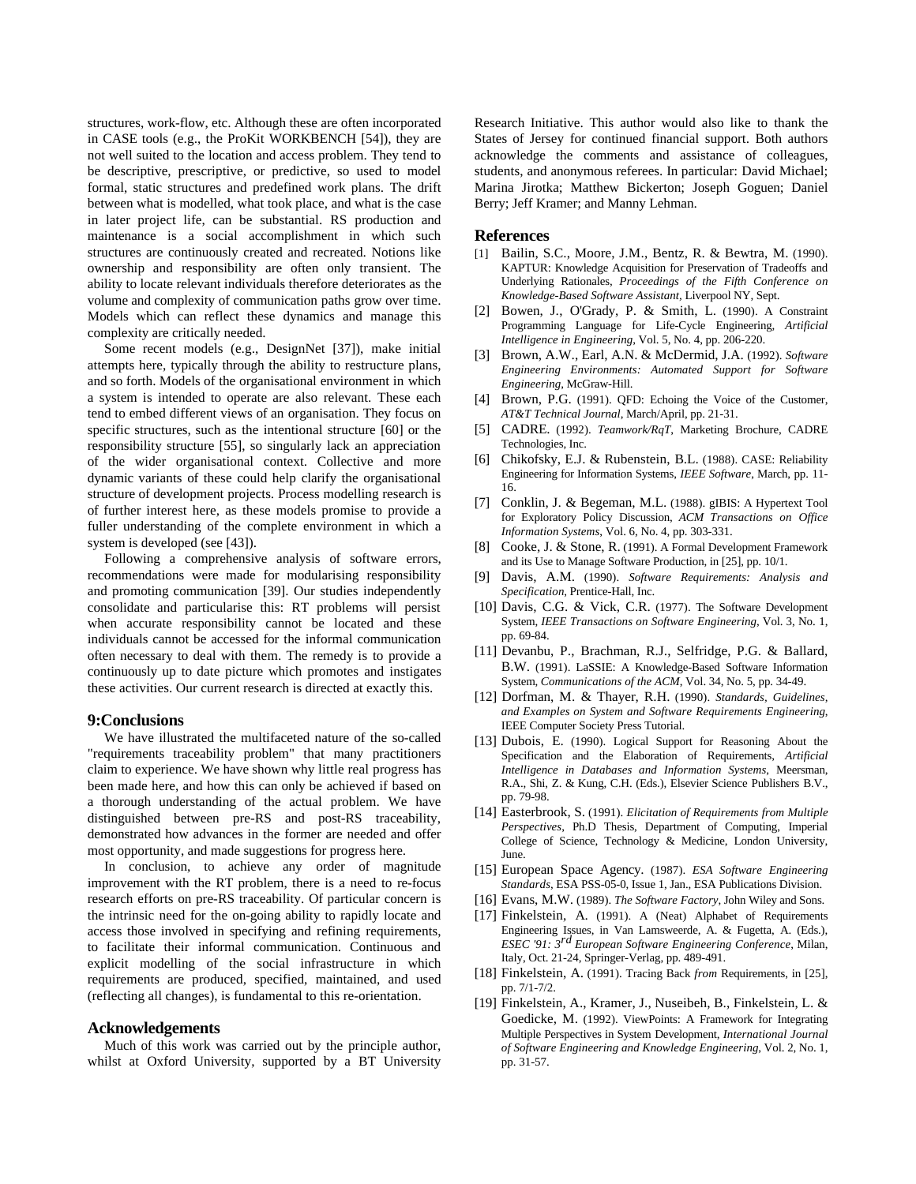structures, work-flow, etc. Although these are often incorporated in CASE tools (e.g., the ProKit WORKBENCH [54]), they are not well suited to the location and access problem. They tend to be descriptive, prescriptive, or predictive, so used to model formal, static structures and predefined work plans. The drift between what is modelled, what took place, and what is the case in later project life, can be substantial. RS production and maintenance is a social accomplishment in which such structures are continuously created and recreated. Notions like ownership and responsibility are often only transient. The ability to locate relevant individuals therefore deteriorates as the volume and complexity of communication paths grow over time. Models which can reflect these dynamics and manage this complexity are critically needed.

Some recent models (e.g., DesignNet [37]), make initial attempts here, typically through the ability to restructure plans, and so forth. Models of the organisational environment in which a system is intended to operate are also relevant. These each tend to embed different views of an organisation. They focus on specific structures, such as the intentional structure [60] or the responsibility structure [55], so singularly lack an appreciation of the wider organisational context. Collective and more dynamic variants of these could help clarify the organisational structure of development projects. Process modelling research is of further interest here, as these models promise to provide a fuller understanding of the complete environment in which a system is developed (see [43]).

Following a comprehensive analysis of software errors, recommendations were made for modularising responsibility and promoting communication [39]. Our studies independently consolidate and particularise this: RT problems will persist when accurate responsibility cannot be located and these individuals cannot be accessed for the informal communication often necessary to deal with them. The remedy is to provide a continuously up to date picture which promotes and instigates these activities. Our current research is directed at exactly this.

## 9:Conclusions

We have illustrated the multifaceted nature of the so-called "requirements traceability problem" that many practitioners claim to experience. We have shown why little real progress has been made here, and how this can only be achieved if based on a thorough understanding of the actual problem. We have distinguished between pre-RS and post-RS traceability, demonstrated how advances in the former are needed and offer most opportunity, and made suggestions for progress here.

In conclusion, to achieve any order of magnitude improvement with the RT problem, there is a need to re-focus research efforts on pre-RS traceability. Of particular concern is the intrinsic need for the on-going ability to rapidly locate and access those involved in specifying and refining requirements, to facilitate their informal communication. Continuous and explicit modelling of the social infrastructure in which requirements are produced, specified, maintained, and used (reflecting all changes), is fundamental to this re-orientation.

## Acknowledgements

Much of this work was carried out by the principle author, whilst at Oxford University, supported by a BT University Research Initiative. This author would also like to thank the States of Jersey for continued financial support. Both authors acknowledge the comments and assistance of colleagues, students, and anonymous referees. In particular: David Michael; Marina Jirotka; Matthew Bickerton; Joseph Goguen; Daniel Berry; Jeff Kramer; and Manny Lehman.

## References

[1] Bailin, S.C., Moore, J.M., Bentz, R. & Bewtra, M. (1990). KAPTUR: Knowledge Acquisition for Preservation of Tradeoffs and Underlying Rationales, *Proceedings of the Fifth Conference on Knowledge-Based Software Assistant*, Liverpool NY, Sept.

[2] Bowen, J., O'Grady, P. & Smith, L. (1990). A Constraint Programming Language for Life-Cycle Engineering, *Artificial Intelligence in Engineering*, Vol. 5, No. 4, pp. 206-220.

[3] Brown, A.W., Earl, A.N. & McDermid, J.A. (1992). *Software Engineering Environments: Automated Support for Software Engineering*, McGraw-Hill.

[4] Brown, P.G. (1991). QFD: Echoing the Voice of the Customer, *AT&T Technical Journal*, March/April, pp. 21-31.

[5] CADRE. (1992). *Teamwork/RqT*, Marketing Brochure, CADRE Technologies, Inc.

[6] Chikofsky, E.J. & Rubenstein, B.L. (1988). CASE: Reliability Engineering for Information Systems, *IEEE Software*, March, pp. 11-16.

[7] Conklin, J. & Begeman, M.L. (1988). gIBIS: A Hypertext Tool for Exploratory Policy Discussion, *ACM Transactions on Office Information Systems*, Vol. 6, No. 4, pp. 303-331.

[8] Cooke, J. & Stone, R. (1991). A Formal Development Framework and its Use to Manage Software Production, in [25], pp. 10/1.

[9] Davis, A.M. (1990). *Software Requirements: Analysis and Specification*, Prentice-Hall, Inc.

[10] Davis, C.G. & Vick, C.R. (1977). The Software Development System, *IEEE Transactions on Software Engineering*, Vol. 3, No. 1, pp. 69-84.

[11] Devanbu, P., Brachman, R.J., Selfridge, P.G. & Ballard, B.W. (1991). LaSSIE: A Knowledge-Based Software Information System, *Communications of the ACM*, Vol. 34, No. 5, pp. 34-49.

[12] Dorfman, M. & Thayer, R.H. (1990). *Standards, Guidelines, and Examples on System and Software Requirements Engineering*, IEEE Computer Society Press Tutorial.

[13] Dubois, E. (1990). Logical Support for Reasoning About the Specification and the Elaboration of Requirements, *Artificial Intelligence in Databases and Information Systems*, Meersman, R.A., Shi, Z. & Kung, C.H. (Eds.), Elsevier Science Publishers B.V., pp. 79-98.

[14] Easterbrook, S. (1991). *Elicitation of Requirements from Multiple Perspectives*, Ph.D Thesis, Department of Computing, Imperial College of Science, Technology & Medicine, London University, June.

[15] European Space Agency. (1987). *ESA Software Engineering Standards*, ESA PSS-05-0, Issue 1, Jan., ESA Publications Division.

[16] Evans, M.W. (1989). *The Software Factory*, John Wiley and Sons.

[17] Finkelstein, A. (1991). A (Neat) Alphabet of Requirements Engineering Issues, in Van Lamsweerde, A. & Fugetta, A. (Eds.), *ESEC '91: 3rd European Software Engineering Conference*, Milan, Italy, Oct. 21-24, Springer-Verlag, pp. 489-491.

[18] Finkelstein, A. (1991). Tracing Back *from* Requirements, in [25], pp. 7/1-7/2.

[19] Finkelstein, A., Kramer, J., Nuseibeh, B., Finkelstein, L. & Goedicke, M. (1992). ViewPoints: A Framework for Integrating Multiple Perspectives in System Development, *International Journal of Software Engineering and Knowledge Engineering*, Vol. 2, No. 1, pp. 31-57.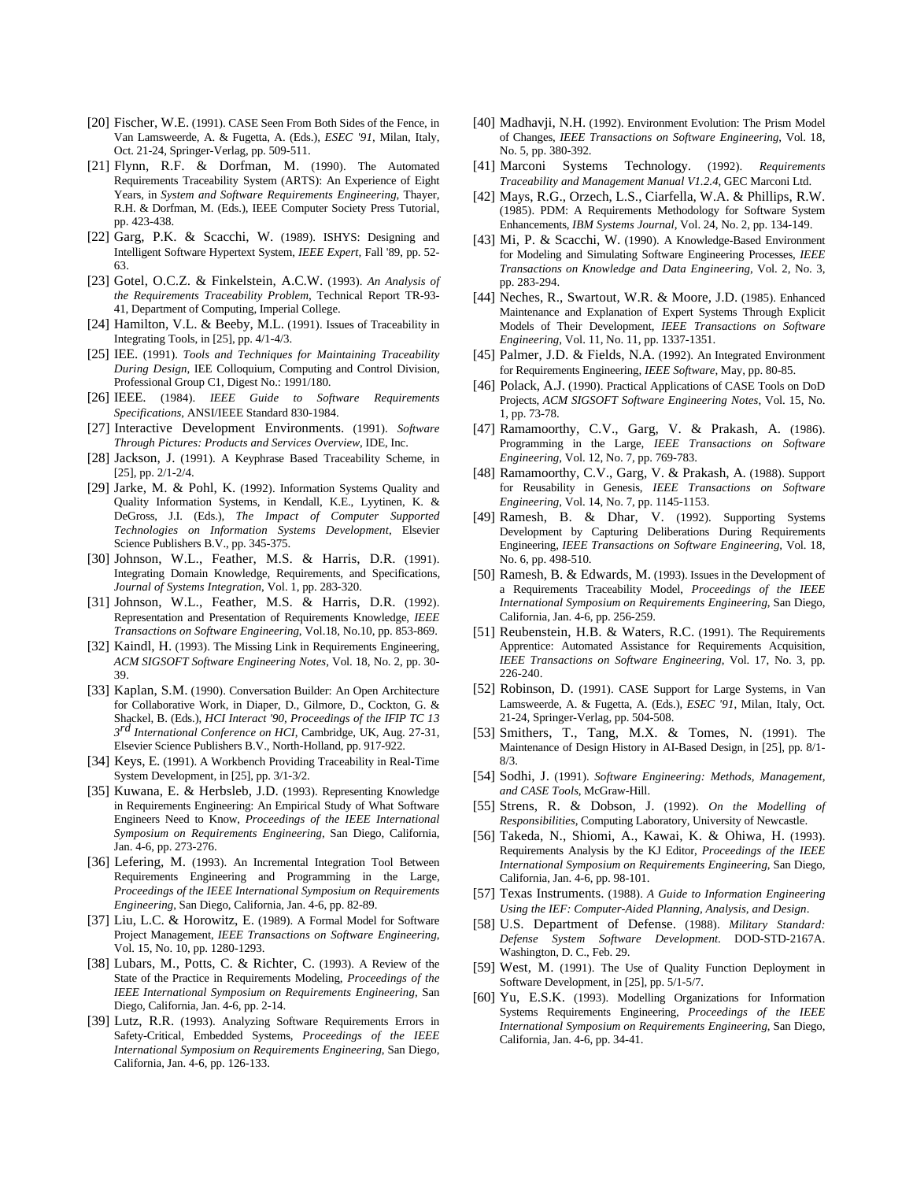[20] Fischer, W.E. (1991). CASE Seen From Both Sides of the Fence, in Van Lamsweerde, A. & Fugetta, A. (Eds.), *ESEC '91*, Milan, Italy, Oct. 21-24, Springer-Verlag, pp. 509-511.

[21] Flynn, R.F. & Dorfman, M. (1990). The Automated Requirements Traceability System (ARTS): An Experience of Eight Years, in *System and Software Requirements Engineering*, Thayer, R.H. & Dorfman, M. (Eds.), IEEE Computer Society Press Tutorial, pp. 423-438.

[22] Garg, P.K. & Scacchi, W. (1989). ISHYS: Designing and Intelligent Software Hypertext System, *IEEE Expert*, Fall '89, pp. 52-63.

[23] Gotel, O.C.Z. & Finkelstein, A.C.W. (1993). *An Analysis of the Requirements Traceability Problem*, Technical Report TR-93-41, Department of Computing, Imperial College.

[24] Hamilton, V.L. & Beeby, M.L. (1991). Issues of Traceability in Integrating Tools, in [25], pp. 4/1-4/3.

[25] IEE. (1991). *Tools and Techniques for Maintaining Traceability During Design*, IEE Colloquium, Computing and Control Division, Professional Group C1, Digest No.: 1991/180.

[26] IEEE. (1984). *IEEE Guide to Software Requirements Specifications*, ANSI/IEEE Standard 830-1984.

[27] Interactive Development Environments. (1991). *Software Through Pictures: Products and Services Overview*, IDE, Inc.

[28] Jackson, J. (1991). A Keyphrase Based Traceability Scheme, in [25], pp. 2/1-2/4.

[29] Jarke, M. & Pohl, K. (1992). Information Systems Quality and Quality Information Systems, in Kendall, K.E., Lyytinen, K. & DeGross, J.I. (Eds.), *The Impact of Computer Supported Technologies on Information Systems Development*, Elsevier Science Publishers B.V., pp. 345-375.

[30] Johnson, W.L., Feather, M.S. & Harris, D.R. (1991). Integrating Domain Knowledge, Requirements, and Specifications, *Journal of Systems Integration*, Vol. 1, pp. 283-320.

[31] Johnson, W.L., Feather, M.S. & Harris, D.R. (1992). Representation and Presentation of Requirements Knowledge, *IEEE Transactions on Software Engineering*, Vol.18, No.10, pp. 853-869.

[32] Kaindl, H. (1993). The Missing Link in Requirements Engineering, *ACM SIGSOFT Software Engineering Notes*, Vol. 18, No. 2, pp. 30-39.

[33] Kaplan, S.M. (1990). Conversation Builder: An Open Architecture for Collaborative Work, in Diaper, D., Gilmore, D., Cockton, G. & Shackel, B. (Eds.), *HCI Interact '90, Proceedings of the IFIP TC 13 3rd International Conference on HCI*, Cambridge, UK, Aug. 27-31, Elsevier Science Publishers B.V., North-Holland, pp. 917-922.

[34] Keys, E. (1991). A Workbench Providing Traceability in Real-Time System Development, in [25], pp. 3/1-3/2.

[35] Kuwana, E. & Herbsleb, J.D. (1993). Representing Knowledge in Requirements Engineering: An Empirical Study of What Software Engineers Need to Know, *Proceedings of the IEEE International Symposium on Requirements Engineering*, San Diego, California, Jan. 4-6, pp. 273-276.

[36] Lefering, M. (1993). An Incremental Integration Tool Between Requirements Engineering and Programming in the Large, *Proceedings of the IEEE International Symposium on Requirements Engineering*, San Diego, California, Jan. 4-6, pp. 82-89.

[37] Liu, L.C. & Horowitz, E. (1989). A Formal Model for Software Project Management, *IEEE Transactions on Software Engineering*, Vol. 15, No. 10, pp. 1280-1293.

[38] Lubars, M., Potts, C. & Richter, C. (1993). A Review of the State of the Practice in Requirements Modeling, *Proceedings of the IEEE International Symposium on Requirements Engineering*, San Diego, California, Jan. 4-6, pp. 2-14.

[39] Lutz, R.R. (1993). Analyzing Software Requirements Errors in Safety-Critical, Embedded Systems, *Proceedings of the IEEE International Symposium on Requirements Engineering*, San Diego, California, Jan. 4-6, pp. 126-133.

[40] Madhavji, N.H. (1992). Environment Evolution: The Prism Model of Changes, *IEEE Transactions on Software Engineering*, Vol. 18, No. 5, pp. 380-392.

[41] Marconi Systems Technology. (1992). *Requirements Traceability and Management Manual V1.2.4*, GEC Marconi Ltd.

[42] Mays, R.G., Orzech, L.S., Ciarfella, W.A. & Phillips, R.W. (1985). PDM: A Requirements Methodology for Software System Enhancements, *IBM Systems Journal*, Vol. 24, No. 2, pp. 134-149.

[43] Mi, P. & Scacchi, W. (1990). A Knowledge-Based Environment for Modeling and Simulating Software Engineering Processes, *IEEE Transactions on Knowledge and Data Engineering*, Vol. 2, No. 3, pp. 283-294.

[44] Neches, R., Swartout, W.R. & Moore, J.D. (1985). Enhanced Maintenance and Explanation of Expert Systems Through Explicit Models of Their Development, *IEEE Transactions on Software Engineering*, Vol. 11, No. 11, pp. 1337-1351.

[45] Palmer, J.D. & Fields, N.A. (1992). An Integrated Environment for Requirements Engineering, *IEEE Software*, May, pp. 80-85.

[46] Polack, A.J. (1990). Practical Applications of CASE Tools on DoD Projects, *ACM SIGSOFT Software Engineering Notes*, Vol. 15, No. 1, pp. 73-78.

[47] Ramamoorthy, C.V., Garg, V. & Prakash, A. (1986). Programming in the Large, *IEEE Transactions on Software Engineering*, Vol. 12, No. 7, pp. 769-783.

[48] Ramamoorthy, C.V., Garg, V. & Prakash, A. (1988). Support for Reusability in Genesis, *IEEE Transactions on Software Engineering*, Vol. 14, No. 7, pp. 1145-1153.

[49] Ramesh, B. & Dhar, V. (1992). Supporting Systems Development by Capturing Deliberations During Requirements Engineering, *IEEE Transactions on Software Engineering*, Vol. 18, No. 6, pp. 498-510.

[50] Ramesh, B. & Edwards, M. (1993). Issues in the Development of a Requirements Traceability Model, *Proceedings of the IEEE International Symposium on Requirements Engineering*, San Diego, California, Jan. 4-6, pp. 256-259.

[51] Reubenstein, H.B. & Waters, R.C. (1991). The Requirements Apprentice: Automated Assistance for Requirements Acquisition, *IEEE Transactions on Software Engineering*, Vol. 17, No. 3, pp. 226-240.

[52] Robinson, D. (1991). CASE Support for Large Systems, in Van Lamsweerde, A. & Fugetta, A. (Eds.), *ESEC '91*, Milan, Italy, Oct. 21-24, Springer-Verlag, pp. 504-508.

[53] Smithers, T., Tang, M.X. & Tomes, N. (1991). The Maintenance of Design History in AI-Based Design, in [25], pp. 8/1-8/3.

[54] Sodhi, J. (1991). *Software Engineering: Methods, Management, and CASE Tools*, McGraw-Hill.

[55] Strens, R. & Dobson, J. (1992). *On the Modelling of Responsibilities*, Computing Laboratory, University of Newcastle.

[56] Takeda, N., Shiomi, A., Kawai, K. & Ohiwa, H. (1993). Requirements Analysis by the KJ Editor, *Proceedings of the IEEE International Symposium on Requirements Engineering*, San Diego, California, Jan. 4-6, pp. 98-101.

[57] Texas Instruments. (1988). *A Guide to Information Engineering Using the IEF: Computer-Aided Planning, Analysis, and Design*.

[58] U.S. Department of Defense. (1988). *Military Standard: Defense System Software Development*. DOD-STD-2167A. Washington, D. C., Feb. 29.

[59] West, M. (1991). The Use of Quality Function Deployment in Software Development, in [25], pp. 5/1-5/7.

[60] Yu, E.S.K. (1993). Modelling Organizations for Information Systems Requirements Engineering, *Proceedings of the IEEE International Symposium on Requirements Engineering*, San Diego, California, Jan. 4-6, pp. 34-41.